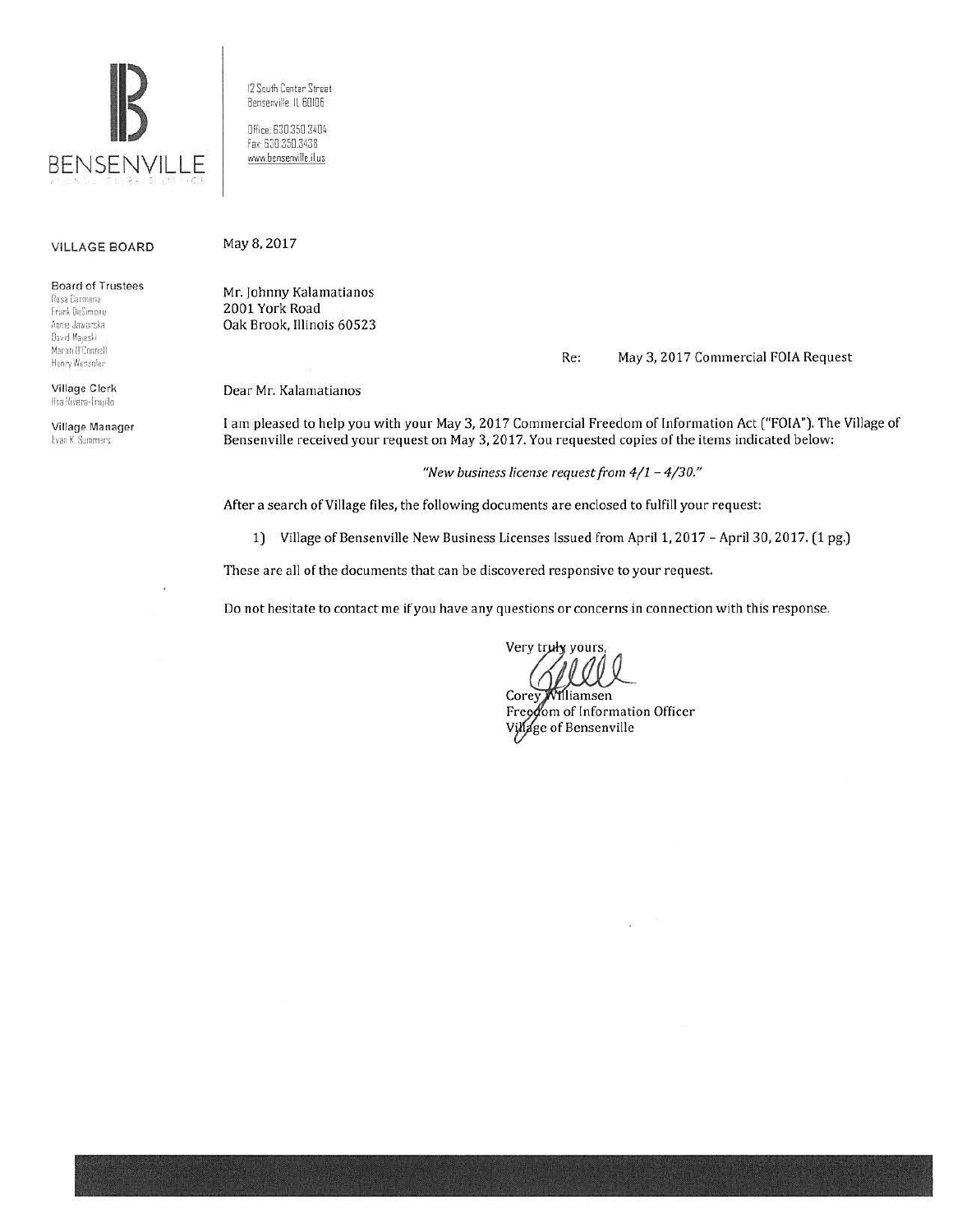BENSENVILLE

12 South Center Street
Bensenville, IL 60106

Office: 630.350.3404
Fax: 630.350.3438
www.bensenville.il.us

**VILLAGE BOARD**

**Board of Trustees**
Rosa Carmona
Frank DeSimone
Annie Jaworska
David Majeski
Martin O'Connell
Henry Wesseler

**Village Clerk**
Ilsa Rivera-Trujillo

**Village Manager**
Evan K. Summers

May 8, 2017

Mr. Johnny Kalamatianos
2001 York Road
Oak Brook, Illinois 60523

Re: May 3, 2017 Commercial FOIA Request

Dear Mr. Kalamatianos

I am pleased to help you with your May 3, 2017 Commercial Freedom of Information Act ("FOIA"). The Village of Bensenville received your request on May 3, 2017. You requested copies of the items indicated below:

*"New business license request from 4/1 – 4/30."*

After a search of Village files, the following documents are enclosed to fulfill your request:

1) Village of Bensenville New Business Licenses Issued from April 1, 2017 – April 30, 2017. (1 pg.)

These are all of the documents that can be discovered responsive to your request.

Do not hesitate to contact me if you have any questions or concerns in connection with this response.

Very truly yours,

Corey Williamsen
Freedom of Information Officer
Village of Bensenville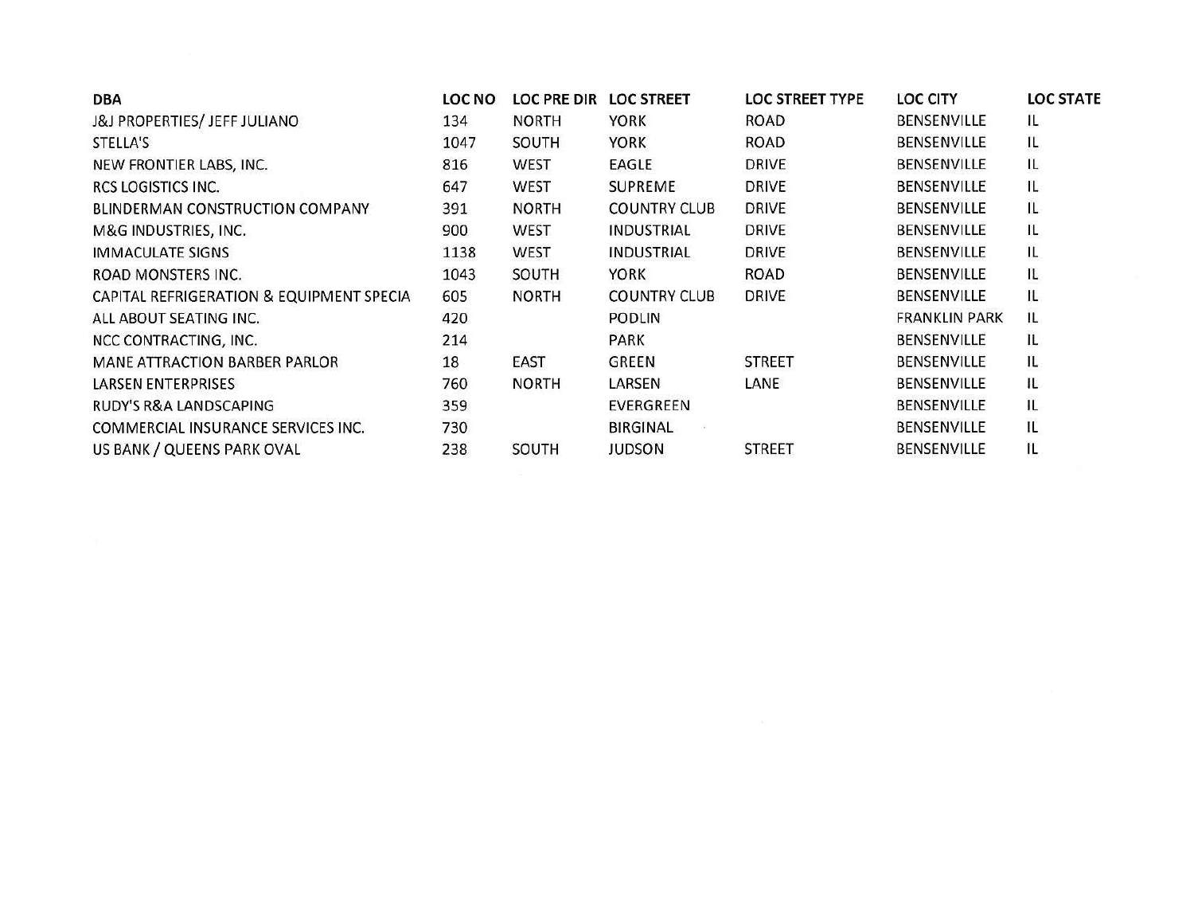| DBA | LOC NO | LOC PRE DIR | LOC STREET | LOC STREET TYPE | LOC CITY | LOC STATE |
|---|---|---|---|---|---|---|
| J&J PROPERTIES/ JEFF JULIANO | 134 | NORTH | YORK | ROAD | BENSENVILLE | IL |
| STELLA'S | 1047 | SOUTH | YORK | ROAD | BENSENVILLE | IL |
| NEW FRONTIER LABS, INC. | 816 | WEST | EAGLE | DRIVE | BENSENVILLE | IL |
| RCS LOGISTICS INC. | 647 | WEST | SUPREME | DRIVE | BENSENVILLE | IL |
| BLINDERMAN CONSTRUCTION COMPANY | 391 | NORTH | COUNTRY CLUB | DRIVE | BENSENVILLE | IL |
| M&G INDUSTRIES, INC. | 900 | WEST | INDUSTRIAL | DRIVE | BENSENVILLE | IL |
| IMMACULATE SIGNS | 1138 | WEST | INDUSTRIAL | DRIVE | BENSENVILLE | IL |
| ROAD MONSTERS INC. | 1043 | SOUTH | YORK | ROAD | BENSENVILLE | IL |
| CAPITAL REFRIGERATION & EQUIPMENT SPECIA | 605 | NORTH | COUNTRY CLUB | DRIVE | BENSENVILLE | IL |
| ALL ABOUT SEATING INC. | 420 | | PODLIN | | FRANKLIN PARK | IL |
| NCC CONTRACTING, INC. | 214 | | PARK | | BENSENVILLE | IL |
| MANE ATTRACTION BARBER PARLOR | 18 | EAST | GREEN | STREET | BENSENVILLE | IL |
| LARSEN ENTERPRISES | 760 | NORTH | LARSEN | LANE | BENSENVILLE | IL |
| RUDY'S R&A LANDSCAPING | 359 | | EVERGREEN | | BENSENVILLE | IL |
| COMMERCIAL INSURANCE SERVICES INC. | 730 | | BIRGINAL | | BENSENVILLE | IL |
| US BANK / QUEENS PARK OVAL | 238 | SOUTH | JUDSON | STREET | BENSENVILLE | IL |